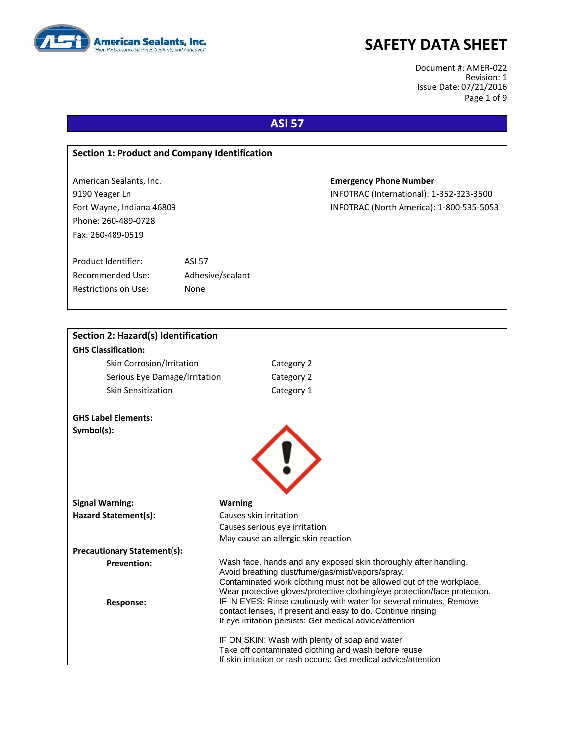# SAFETY DATA SHEET

Document #: AMER-022
Revision: 1
Issue Date: 07/21/2016

## ASI 57

### Section 1: Product and Company Identification

American Sealants, Inc.
9190 Yeager Ln
Fort Wayne, Indiana 46809
Phone: 260-489-0728
Fax: 260-489-0519

**Emergency Phone Number**
INFOTRAC (International): 1-352-323-3500
INFOTRAC (North America): 1-800-535-5053

| | |
|---|---|
| Product Identifier: | ASI 57 |
| Recommended Use: | Adhesive/sealant |
| Restrictions on Use: | None |

### Section 2: Hazard(s) Identification

**GHS Classification:**

| | |
|---|---|
| Skin Corrosion/Irritation | Category 2 |
| Serious Eye Damage/Irritation | Category 2 |
| Skin Sensitization | Category 1 |

**GHS Label Elements:**

**Symbol(s):**

**Signal Warning:** **Warning**

**Hazard Statement(s):**
Causes skin irritation
Causes serious eye irritation
May cause an allergic skin reaction

**Precautionary Statement(s):**

**Prevention:**
Wash face, hands and any exposed skin thoroughly after handling.
Avoid breathing dust/fume/gas/mist/vapors/spray.
Contaminated work clothing must not be allowed out of the workplace.
Wear protective gloves/protective clothing/eye protection/face protection.

**Response:**
IF IN EYES: Rinse cautiously with water for several minutes. Remove contact lenses, if present and easy to do. Continue rinsing
If eye irritation persists: Get medical advice/attention

IF ON SKIN: Wash with plenty of soap and water
Take off contaminated clothing and wash before reuse
If skin irritation or rash occurs: Get medical advice/attention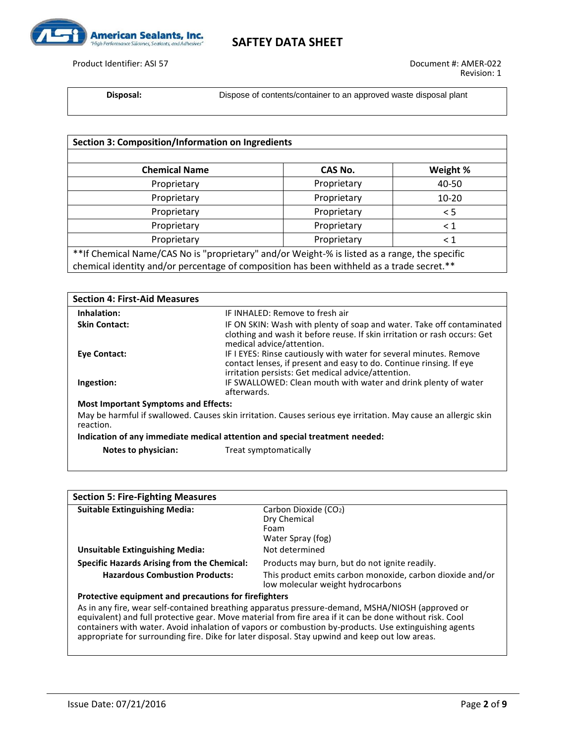| **Disposal:** | Dispose of contents/container to an approved waste disposal plant |
|---|---|

## Section 3: Composition/Information on Ingredients

| Chemical Name | CAS No. | Weight % |
|---|---|---|
| Proprietary | Proprietary | 40-50 |
| Proprietary | Proprietary | 10-20 |
| Proprietary | Proprietary | < 5 |
| Proprietary | Proprietary | < 1 |
| Proprietary | Proprietary | < 1 |

**If Chemical Name/CAS No is "proprietary" and/or Weight-% is listed as a range, the specific chemical identity and/or percentage of composition has been withheld as a trade secret.**

## Section 4: First-Aid Measures

**Inhalation:** IF INHALED: Remove to fresh air

**Skin Contact:** IF ON SKIN: Wash with plenty of soap and water. Take off contaminated clothing and wash it before reuse. If skin irritation or rash occurs: Get medical advice/attention.

**Eye Contact:** IF I EYES: Rinse cautiously with water for several minutes. Remove contact lenses, if present and easy to do. Continue rinsing. If eye irritation persists: Get medical advice/attention.

**Ingestion:** IF SWALLOWED: Clean mouth with water and drink plenty of water afterwards.

**Most Important Symptoms and Effects:**

May be harmful if swallowed. Causes skin irritation. Causes serious eye irritation. May cause an allergic skin reaction.

**Indication of any immediate medical attention and special treatment needed:**

**Notes to physician:** Treat symptomatically

## Section 5: Fire-Fighting Measures

**Suitable Extinguishing Media:**
- Carbon Dioxide ($CO_2$)
- Dry Chemical
- Foam
- Water Spray (fog)

**Unsuitable Extinguishing Media:** Not determined

**Specific Hazards Arising from the Chemical:** Products may burn, but do not ignite readily.

**Hazardous Combustion Products:** This product emits carbon monoxide, carbon dioxide and/or low molecular weight hydrocarbons

**Protective equipment and precautions for firefighters**

As in any fire, wear self-contained breathing apparatus pressure-demand, MSHA/NIOSH (approved or equivalent) and full protective gear. Move material from fire area if it can be done without risk. Cool containers with water. Avoid inhalation of vapors or combustion by-products. Use extinguishing agents appropriate for surrounding fire. Dike for later disposal. Stay upwind and keep out low areas.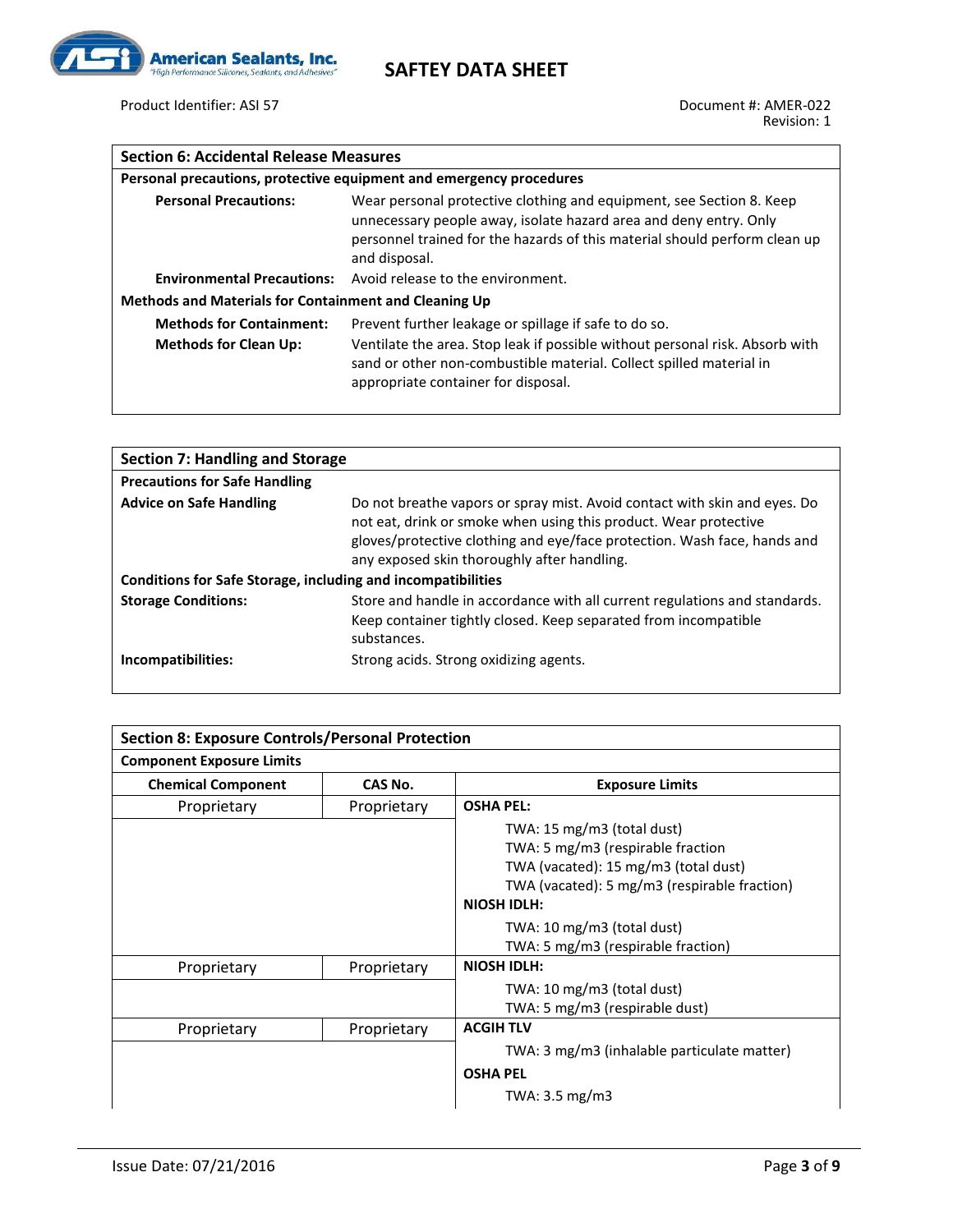Product Identifier: ASI 57

Document #: AMER-022
Revision: 1

## Section 6: Accidental Release Measures

**Personal precautions, protective equipment and emergency procedures**

| | |
|---|---|
| **Personal Precautions:** | Wear personal protective clothing and equipment, see Section 8. Keep unnecessary people away, isolate hazard area and deny entry. Only personnel trained for the hazards of this material should perform clean up and disposal. |
| **Environmental Precautions:** | Avoid release to the environment. |

**Methods and Materials for Containment and Cleaning Up**

| | |
|---|---|
| **Methods for Containment:** | Prevent further leakage or spillage if safe to do so. |
| **Methods for Clean Up:** | Ventilate the area. Stop leak if possible without personal risk. Absorb with sand or other non-combustible material. Collect spilled material in appropriate container for disposal. |

## Section 7: Handling and Storage

**Precautions for Safe Handling**

| | |
|---|---|
| **Advice on Safe Handling** | Do not breathe vapors or spray mist. Avoid contact with skin and eyes. Do not eat, drink or smoke when using this product. Wear protective gloves/protective clothing and eye/face protection. Wash face, hands and any exposed skin thoroughly after handling. |

**Conditions for Safe Storage, including and incompatibilities**

| | |
|---|---|
| **Storage Conditions:** | Store and handle in accordance with all current regulations and standards. Keep container tightly closed. Keep separated from incompatible substances. |
| **Incompatibilities:** | Strong acids. Strong oxidizing agents. |

## Section 8: Exposure Controls/Personal Protection

**Component Exposure Limits**

| Chemical Component | CAS No. | Exposure Limits |
|---|---|---|
| Proprietary | Proprietary | **OSHA PEL:**<br>TWA: 15 mg/m3 (total dust)<br>TWA: 5 mg/m3 (respirable fraction<br>TWA (vacated): 15 mg/m3 (total dust)<br>TWA (vacated): 5 mg/m3 (respirable fraction)<br>**NIOSH IDLH:**<br>TWA: 10 mg/m3 (total dust)<br>TWA: 5 mg/m3 (respirable fraction) |
| Proprietary | Proprietary | **NIOSH IDLH:**<br>TWA: 10 mg/m3 (total dust)<br>TWA: 5 mg/m3 (respirable dust) |
| Proprietary | Proprietary | **ACGIH TLV**<br>TWA: 3 mg/m3 (inhalable particulate matter)<br>**OSHA PEL**<br>TWA: 3.5 mg/m3 |

Issue Date: 07/21/2016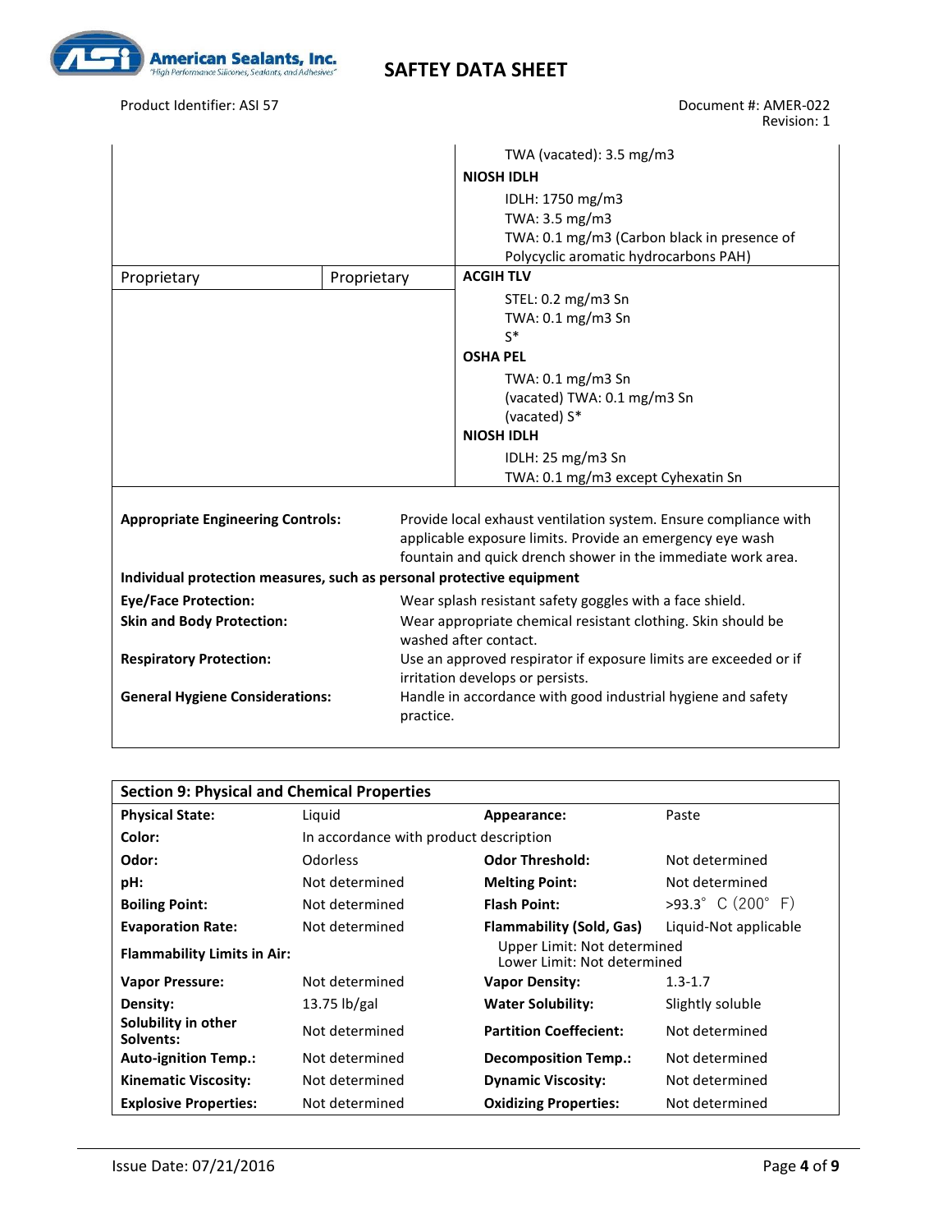| | | |
|---|---|---|
| | | TWA (vacated): 3.5 mg/m3<br>**NIOSH IDLH**<br>IDLH: 1750 mg/m3<br>TWA: 3.5 mg/m3<br>TWA: 0.1 mg/m3 (Carbon black in presence of Polycyclic aromatic hydrocarbons PAH) |
| Proprietary | Proprietary | **ACGIH TLV**<br>STEL: 0.2 mg/m3 Sn<br>TWA: 0.1 mg/m3 Sn<br>S*<br>**OSHA PEL**<br>TWA: 0.1 mg/m3 Sn<br>(vacated) TWA: 0.1 mg/m3 Sn<br>(vacated) S*<br>**NIOSH IDLH**<br>IDLH: 25 mg/m3 Sn<br>TWA: 0.1 mg/m3 except Cyhexatin Sn |

**Appropriate Engineering Controls:** Provide local exhaust ventilation system. Ensure compliance with applicable exposure limits. Provide an emergency eye wash fountain and quick drench shower in the immediate work area.

**Individual protection measures, such as personal protective equipment**

**Eye/Face Protection:** Wear splash resistant safety goggles with a face shield.

**Skin and Body Protection:** Wear appropriate chemical resistant clothing. Skin should be washed after contact.

**Respiratory Protection:** Use an approved respirator if exposure limits are exceeded or if irritation develops or persists.

**General Hygiene Considerations:** Handle in accordance with good industrial hygiene and safety practice.

## Section 9: Physical and Chemical Properties

| | | | |
|---|---|---|---|
| **Physical State:** | Liquid | **Appearance:** | Paste |
| **Color:** | In accordance with product description | | |
| **Odor:** | Odorless | **Odor Threshold:** | Not determined |
| **pH:** | Not determined | **Melting Point:** | Not determined |
| **Boiling Point:** | Not determined | **Flash Point:** | >93.3° C (200° F) |
| **Evaporation Rate:** | Not determined | **Flammability (Sold, Gas)** | Liquid-Not applicable |
| **Flammability Limits in Air:** | | Upper Limit: Not determined<br>Lower Limit: Not determined | |
| **Vapor Pressure:** | Not determined | **Vapor Density:** | 1.3-1.7 |
| **Density:** | 13.75 lb/gal | **Water Solubility:** | Slightly soluble |
| **Solubility in other Solvents:** | Not determined | **Partition Coeffecient:** | Not determined |
| **Auto-ignition Temp.:** | Not determined | **Decomposition Temp.:** | Not determined |
| **Kinematic Viscosity:** | Not determined | **Dynamic Viscosity:** | Not determined |
| **Explosive Properties:** | Not determined | **Oxidizing Properties:** | Not determined |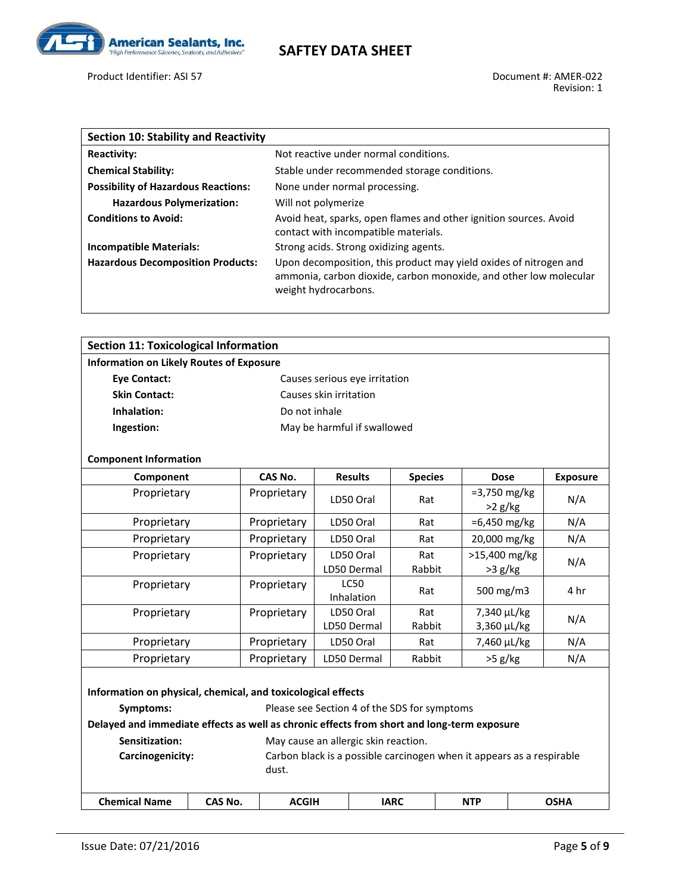## Section 10: Stability and Reactivity

| | |
|---|---|
| **Reactivity:** | Not reactive under normal conditions. |
| **Chemical Stability:** | Stable under recommended storage conditions. |
| **Possibility of Hazardous Reactions:** | None under normal processing. |
| **Hazardous Polymerization:** | Will not polymerize |
| **Conditions to Avoid:** | Avoid heat, sparks, open flames and other ignition sources. Avoid contact with incompatible materials. |
| **Incompatible Materials:** | Strong acids. Strong oxidizing agents. |
| **Hazardous Decomposition Products:** | Upon decomposition, this product may yield oxides of nitrogen and ammonia, carbon dioxide, carbon monoxide, and other low molecular weight hydrocarbons. |

## Section 11: Toxicological Information

**Information on Likely Routes of Exposure**

| | |
|---|---|
| **Eye Contact:** | Causes serious eye irritation |
| **Skin Contact:** | Causes skin irritation |
| **Inhalation:** | Do not inhale |
| **Ingestion:** | May be harmful if swallowed |

**Component Information**

| Component | CAS No. | Results | Species | Dose | Exposure |
|---|---|---|---|---|---|
| Proprietary | Proprietary | LD50 Oral | Rat | =3,750 mg/kg<br>>2 g/kg | N/A |
| Proprietary | Proprietary | LD50 Oral | Rat | =6,450 mg/kg | N/A |
| Proprietary | Proprietary | LD50 Oral | Rat | 20,000 mg/kg | N/A |
| Proprietary | Proprietary | LD50 Oral<br>LD50 Dermal | Rat<br>Rabbit | >15,400 mg/kg<br>>3 g/kg | N/A |
| Proprietary | Proprietary | LC50 Inhalation | Rat | 500 mg/m3 | 4 hr |
| Proprietary | Proprietary | LD50 Oral<br>LD50 Dermal | Rat<br>Rabbit | 7,340 µL/kg<br>3,360 µL/kg | N/A |
| Proprietary | Proprietary | LD50 Oral | Rat | 7,460 µL/kg | N/A |
| Proprietary | Proprietary | LD50 Dermal | Rabbit | >5 g/kg | N/A |

**Information on physical, chemical, and toxicological effects**

**Symptoms:** Please see Section 4 of the SDS for symptoms

**Delayed and immediate effects as well as chronic effects from short and long-term exposure**

**Sensitization:** May cause an allergic skin reaction.

**Carcinogenicity:** Carbon black is a possible carcinogen when it appears as a respirable dust.

| Chemical Name | CAS No. | ACGIH | IARC | NTP | OSHA |
|---|---|---|---|---|---|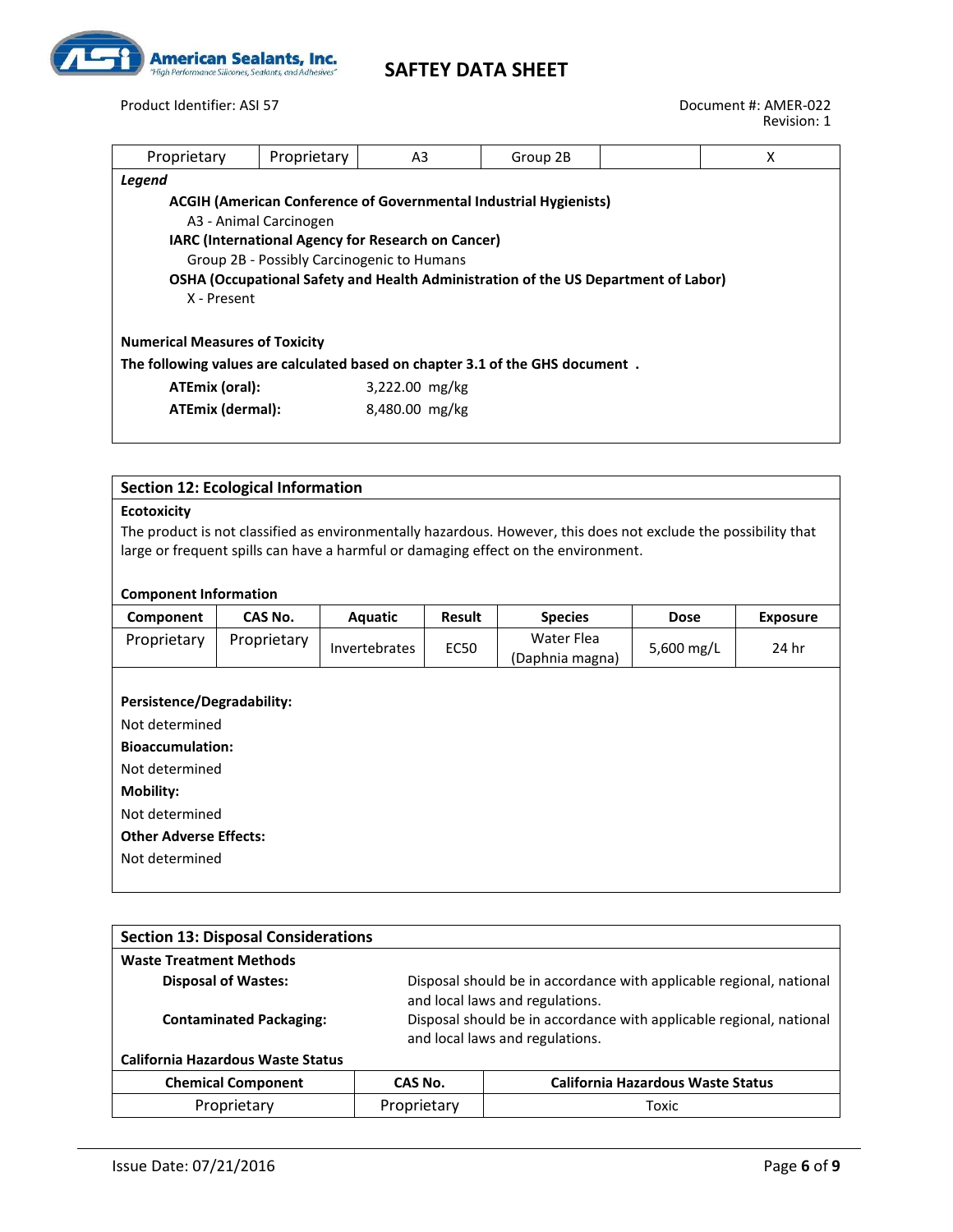| | | | | | |
|---|---|---|---|---|---|
| Proprietary | Proprietary | A3 | Group 2B | | X |

*Legend*

**ACGIH (American Conference of Governmental Industrial Hygienists)**

A3 - Animal Carcinogen

**IARC (International Agency for Research on Cancer)**

Group 2B - Possibly Carcinogenic to Humans

**OSHA (Occupational Safety and Health Administration of the US Department of Labor)**

X - Present

**Numerical Measures of Toxicity**

**The following values are calculated based on chapter 3.1 of the GHS document .**

**ATEmix (oral):** 3,222.00 mg/kg

**ATEmix (dermal):** 8,480.00 mg/kg

## Section 12: Ecological Information

**Ecotoxicity**

The product is not classified as environmentally hazardous. However, this does not exclude the possibility that large or frequent spills can have a harmful or damaging effect on the environment.

**Component Information**

| Component | CAS No. | Aquatic | Result | Species | Dose | Exposure |
|---|---|---|---|---|---|---|
| Proprietary | Proprietary | Invertebrates | EC50 | Water Flea (Daphnia magna) | 5,600 mg/L | 24 hr |

**Persistence/Degradability:**

Not determined

**Bioaccumulation:**

Not determined

**Mobility:**

Not determined

**Other Adverse Effects:**

Not determined

## Section 13: Disposal Considerations

**Waste Treatment Methods**

**Disposal of Wastes:** Disposal should be in accordance with applicable regional, national and local laws and regulations.

**Contaminated Packaging:** Disposal should be in accordance with applicable regional, national and local laws and regulations.

**California Hazardous Waste Status**

| Chemical Component | CAS No. | California Hazardous Waste Status |
|---|---|---|
| Proprietary | Proprietary | Toxic |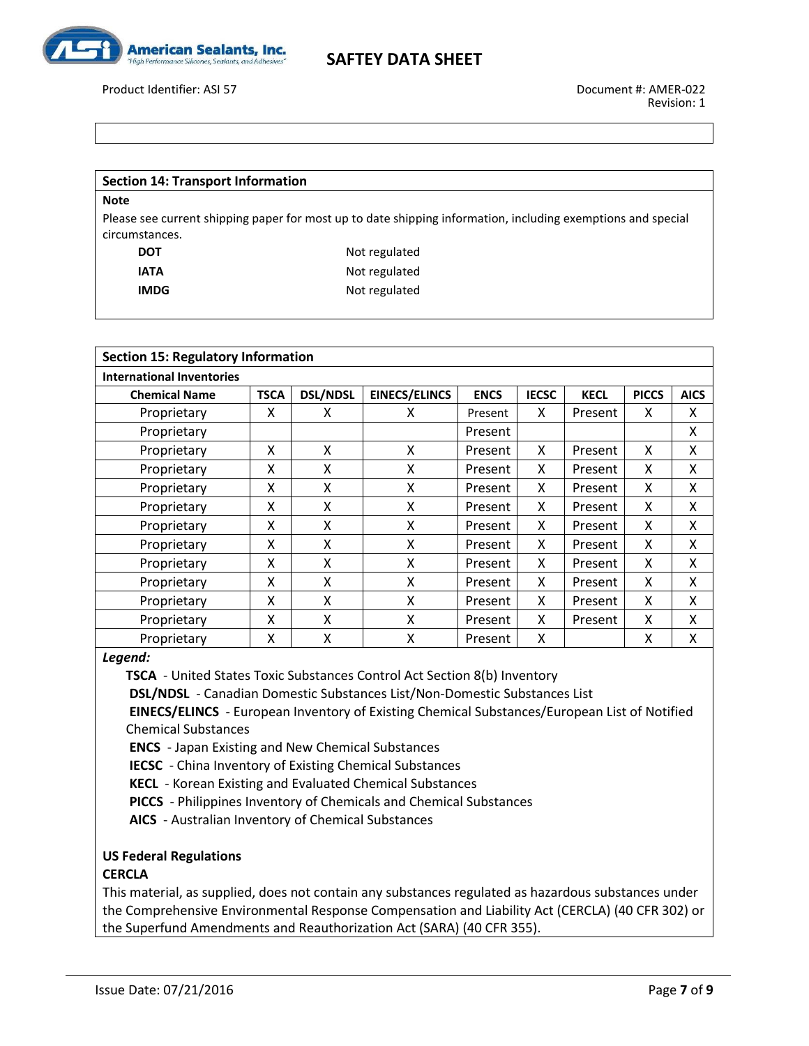## Section 14: Transport Information

**Note**

Please see current shipping paper for most up to date shipping information, including exemptions and special circumstances.

| | |
|---|---|
| **DOT** | Not regulated |
| **IATA** | Not regulated |
| **IMDG** | Not regulated |

## Section 15: Regulatory Information

**International Inventories**

| Chemical Name | TSCA | DSL/NDSL | EINECS/ELINCS | ENCS | IECSC | KECL | PICCS | AICS |
|---|---|---|---|---|---|---|---|---|
| Proprietary | X | X | X | Present | X | Present | X | X |
| Proprietary | | | | Present | | | | X |
| Proprietary | X | X | X | Present | X | Present | X | X |
| Proprietary | X | X | X | Present | X | Present | X | X |
| Proprietary | X | X | X | Present | X | Present | X | X |
| Proprietary | X | X | X | Present | X | Present | X | X |
| Proprietary | X | X | X | Present | X | Present | X | X |
| Proprietary | X | X | X | Present | X | Present | X | X |
| Proprietary | X | X | X | Present | X | Present | X | X |
| Proprietary | X | X | X | Present | X | Present | X | X |
| Proprietary | X | X | X | Present | X | Present | X | X |
| Proprietary | X | X | X | Present | X | Present | X | X |
| Proprietary | X | X | X | Present | X | | X | X |

***Legend:***

**TSCA** - United States Toxic Substances Control Act Section 8(b) Inventory
**DSL/NDSL** - Canadian Domestic Substances List/Non-Domestic Substances List
**EINECS/ELINCS** - European Inventory of Existing Chemical Substances/European List of Notified Chemical Substances
**ENCS** - Japan Existing and New Chemical Substances
**IECSC** - China Inventory of Existing Chemical Substances
**KECL** - Korean Existing and Evaluated Chemical Substances
**PICCS** - Philippines Inventory of Chemicals and Chemical Substances
**AICS** - Australian Inventory of Chemical Substances

**US Federal Regulations**

**CERCLA**

This material, as supplied, does not contain any substances regulated as hazardous substances under the Comprehensive Environmental Response Compensation and Liability Act (CERCLA) (40 CFR 302) or the Superfund Amendments and Reauthorization Act (SARA) (40 CFR 355).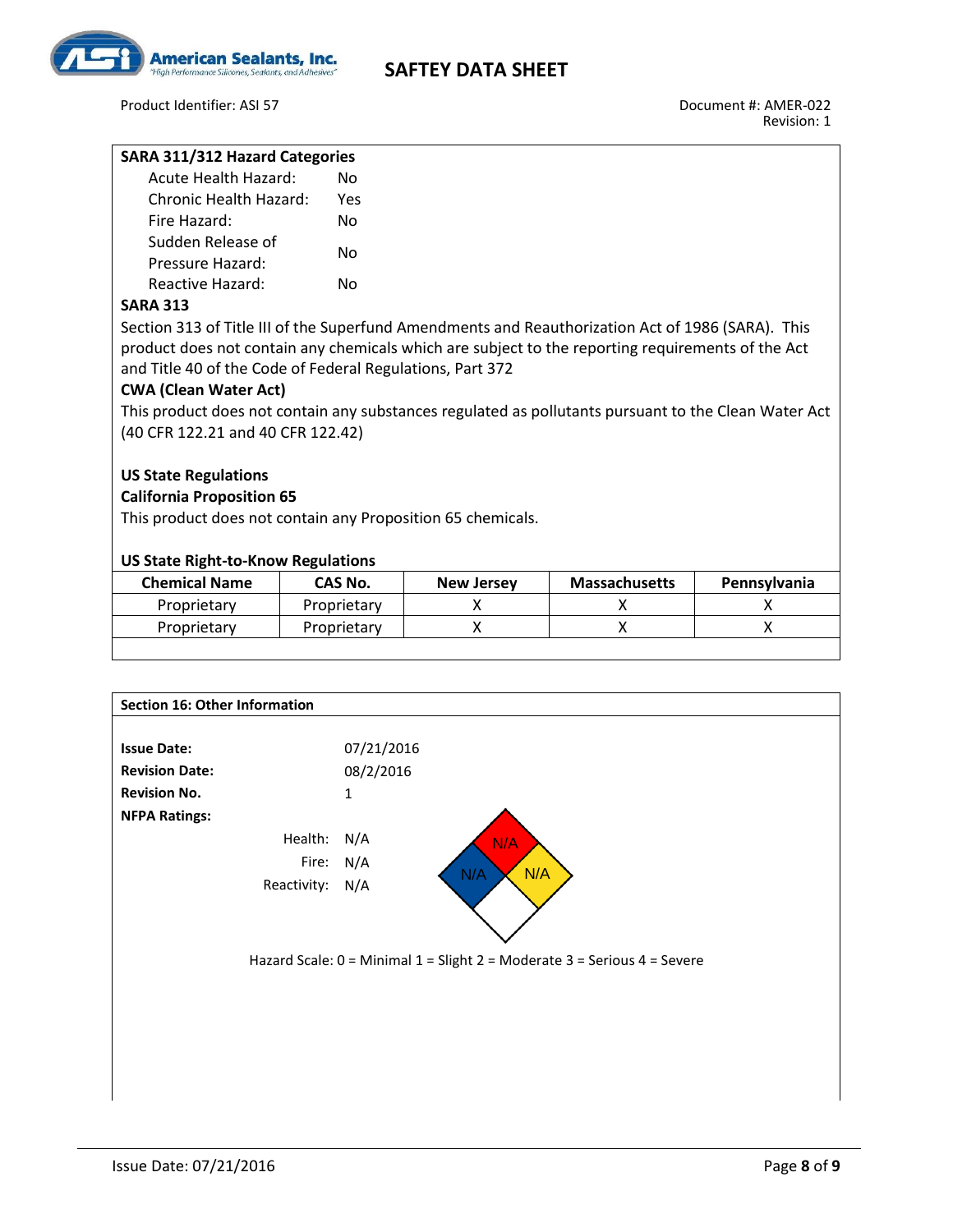**SARA 311/312 Hazard Categories**

| | |
|---|---|
| Acute Health Hazard: | No |
| Chronic Health Hazard: | Yes |
| Fire Hazard: | No |
| Sudden Release of Pressure Hazard: | No |
| Reactive Hazard: | No |

**SARA 313**

Section 313 of Title III of the Superfund Amendments and Reauthorization Act of 1986 (SARA). This product does not contain any chemicals which are subject to the reporting requirements of the Act and Title 40 of the Code of Federal Regulations, Part 372

**CWA (Clean Water Act)**

This product does not contain any substances regulated as pollutants pursuant to the Clean Water Act (40 CFR 122.21 and 40 CFR 122.42)

**US State Regulations**

**California Proposition 65**

This product does not contain any Proposition 65 chemicals.

**US State Right-to-Know Regulations**

| Chemical Name | CAS No. | New Jersey | Massachusetts | Pennsylvania |
|---|---|---|---|---|
| Proprietary | Proprietary | X | X | X |
| Proprietary | Proprietary | X | X | X |

**Section 16: Other Information**

**Issue Date:** 07/21/2016

**Revision Date:** 08/2/2016

**Revision No.** 1

**NFPA Ratings:**

Health: N/A

Fire: N/A

Reactivity: N/A

N/A

N/A

N/A

Hazard Scale: 0 = Minimal 1 = Slight 2 = Moderate 3 = Serious 4 = Severe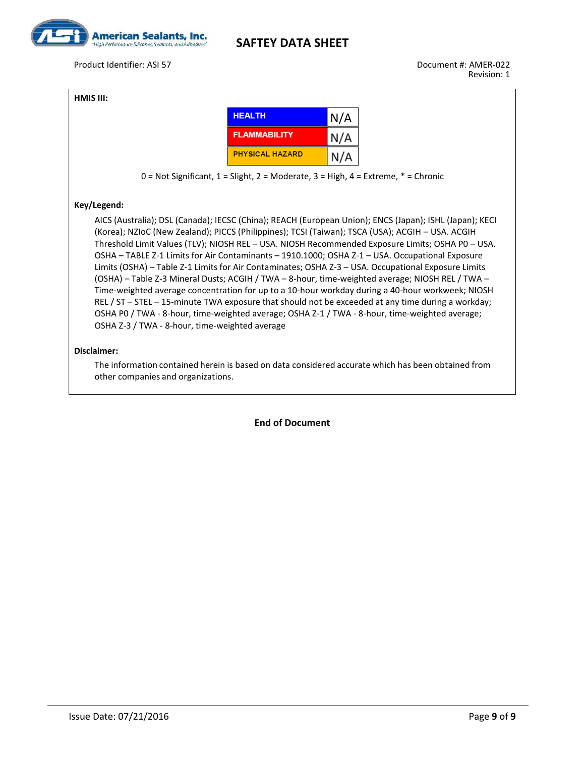**HMIS III:**

| | |
|---|---|
| HEALTH | N/A |
| FLAMMABILITY | N/A |
| PHYSICAL HAZARD | N/A |

0 = Not Significant, 1 = Slight, 2 = Moderate, 3 = High, 4 = Extreme, * = Chronic

**Key/Legend:**

AICS (Australia); DSL (Canada); IECSC (China); REACH (European Union); ENCS (Japan); ISHL (Japan); KECI (Korea); NZIoC (New Zealand); PICCS (Philippines); TCSI (Taiwan); TSCA (USA); ACGIH – USA. ACGIH Threshold Limit Values (TLV); NIOSH REL – USA. NIOSH Recommended Exposure Limits; OSHA P0 – USA. OSHA – TABLE Z-1 Limits for Air Contaminants – 1910.1000; OSHA Z-1 – USA. Occupational Exposure Limits (OSHA) – Table Z-1 Limits for Air Contaminates; OSHA Z-3 – USA. Occupational Exposure Limits (OSHA) – Table Z-3 Mineral Dusts; ACGIH / TWA – 8-hour, time-weighted average; NIOSH REL / TWA – Time-weighted average concentration for up to a 10-hour workday during a 40-hour workweek; NIOSH REL / ST – STEL – 15-minute TWA exposure that should not be exceeded at any time during a workday; OSHA P0 / TWA - 8-hour, time-weighted average; OSHA Z-1 / TWA - 8-hour, time-weighted average; OSHA Z-3 / TWA - 8-hour, time-weighted average

**Disclaimer:**

The information contained herein is based on data considered accurate which has been obtained from other companies and organizations.

**End of Document**